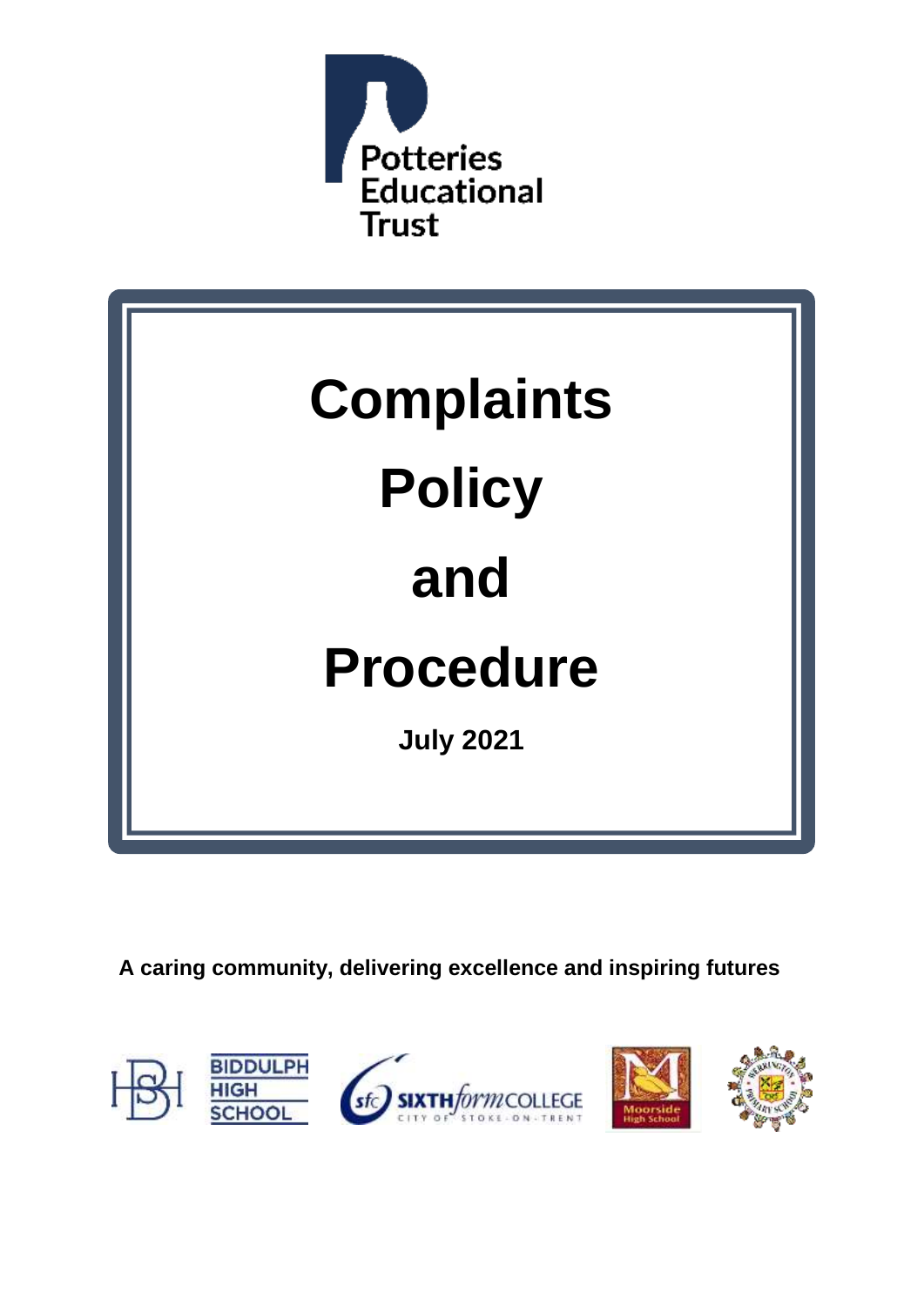Potteries Educational Trust

# Complaints Policy and Procedure

**July 2021**

**A caring community, delivering excellence and inspiring futures**

BIDDULPH HIGH SCHOOL

SIXTHformCOLLEGE CITY OF STOKE-ON-TRENT

Moorside High School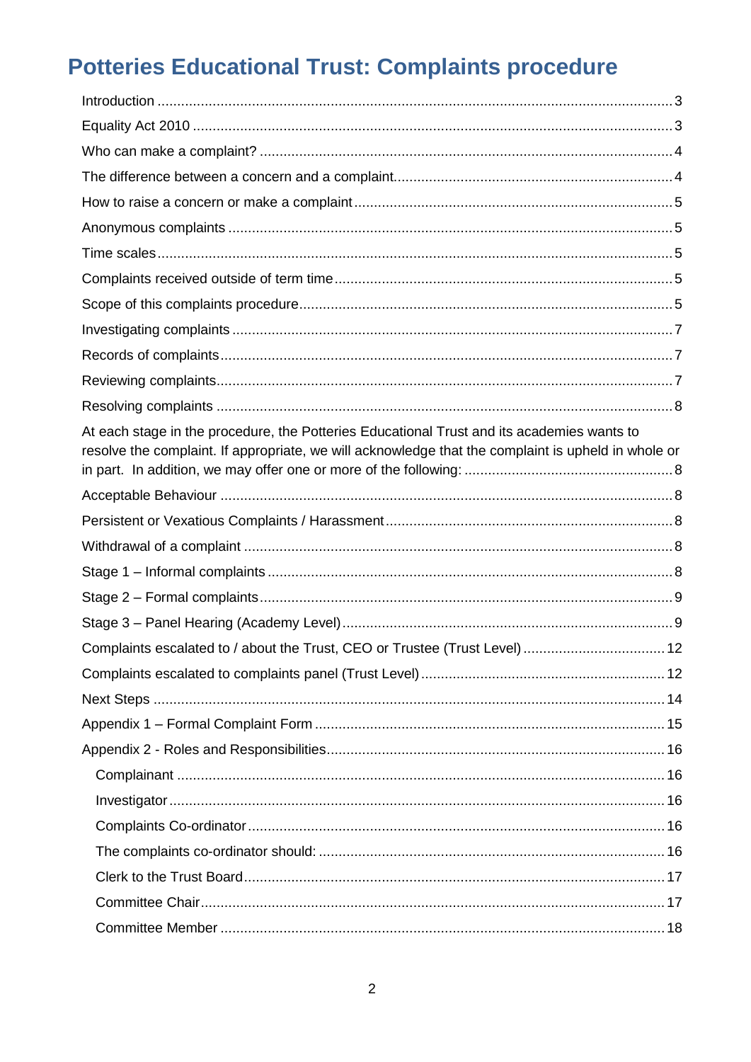# Potteries Educational Trust: Complaints procedure

Introduction ..... 3

Equality Act 2010 ..... 3

Who can make a complaint? ..... 4

The difference between a concern and a complaint ..... 4

How to raise a concern or make a complaint ..... 5

Anonymous complaints ..... 5

Time scales ..... 5

Complaints received outside of term time ..... 5

Scope of this complaints procedure ..... 5

Investigating complaints ..... 7

Records of complaints ..... 7

Reviewing complaints ..... 7

Resolving complaints ..... 8

At each stage in the procedure, the Potteries Educational Trust and its academies wants to resolve the complaint. If appropriate, we will acknowledge that the complaint is upheld in whole or in part. In addition, we may offer one or more of the following: ..... 8

Acceptable Behaviour ..... 8

Persistent or Vexatious Complaints / Harassment ..... 8

Withdrawal of a complaint ..... 8

Stage 1 – Informal complaints ..... 8

Stage 2 – Formal complaints ..... 9

Stage 3 – Panel Hearing (Academy Level) ..... 9

Complaints escalated to / about the Trust, CEO or Trustee (Trust Level) ..... 12

Complaints escalated to complaints panel (Trust Level) ..... 12

Next Steps ..... 14

Appendix 1 – Formal Complaint Form ..... 15

Appendix 2 - Roles and Responsibilities ..... 16

- Complainant ..... 16
- Investigator ..... 16
- Complaints Co-ordinator ..... 16
- The complaints co-ordinator should: ..... 16
- Clerk to the Trust Board ..... 17
- Committee Chair ..... 17
- Committee Member ..... 18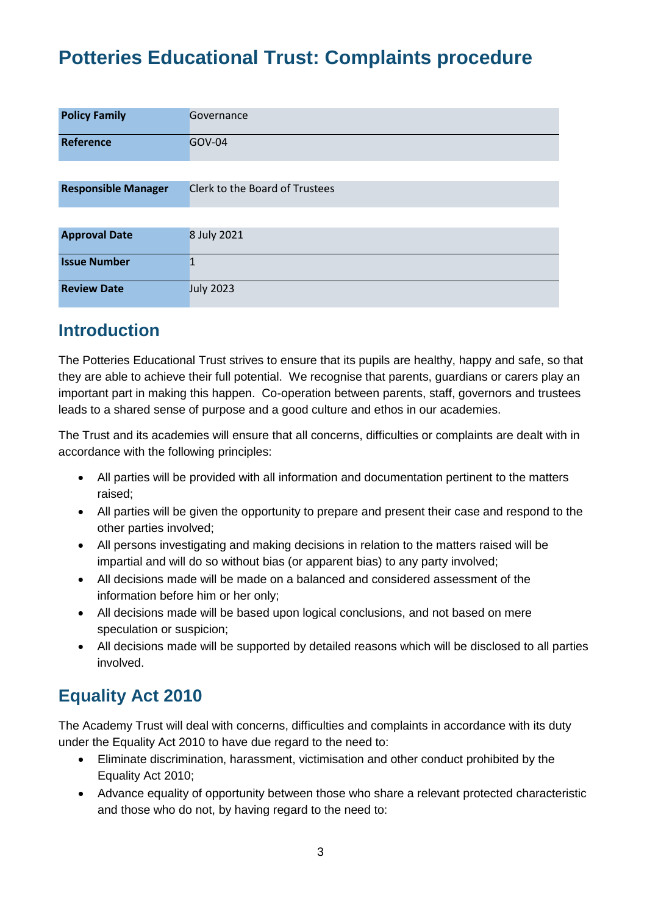# Potteries Educational Trust: Complaints procedure

| | |
|---|---|
| **Policy Family** | Governance |
| **Reference** | GOV-04 |
| **Responsible Manager** | Clerk to the Board of Trustees |
| **Approval Date** | 8 July 2021 |
| **Issue Number** | 1 |
| **Review Date** | July 2023 |

## Introduction

The Potteries Educational Trust strives to ensure that its pupils are healthy, happy and safe, so that they are able to achieve their full potential. We recognise that parents, guardians or carers play an important part in making this happen. Co-operation between parents, staff, governors and trustees leads to a shared sense of purpose and a good culture and ethos in our academies.

The Trust and its academies will ensure that all concerns, difficulties or complaints are dealt with in accordance with the following principles:

- All parties will be provided with all information and documentation pertinent to the matters raised;
- All parties will be given the opportunity to prepare and present their case and respond to the other parties involved;
- All persons investigating and making decisions in relation to the matters raised will be impartial and will do so without bias (or apparent bias) to any party involved;
- All decisions made will be made on a balanced and considered assessment of the information before him or her only;
- All decisions made will be based upon logical conclusions, and not based on mere speculation or suspicion;
- All decisions made will be supported by detailed reasons which will be disclosed to all parties involved.

## Equality Act 2010

The Academy Trust will deal with concerns, difficulties and complaints in accordance with its duty under the Equality Act 2010 to have due regard to the need to:

- Eliminate discrimination, harassment, victimisation and other conduct prohibited by the Equality Act 2010;
- Advance equality of opportunity between those who share a relevant protected characteristic and those who do not, by having regard to the need to: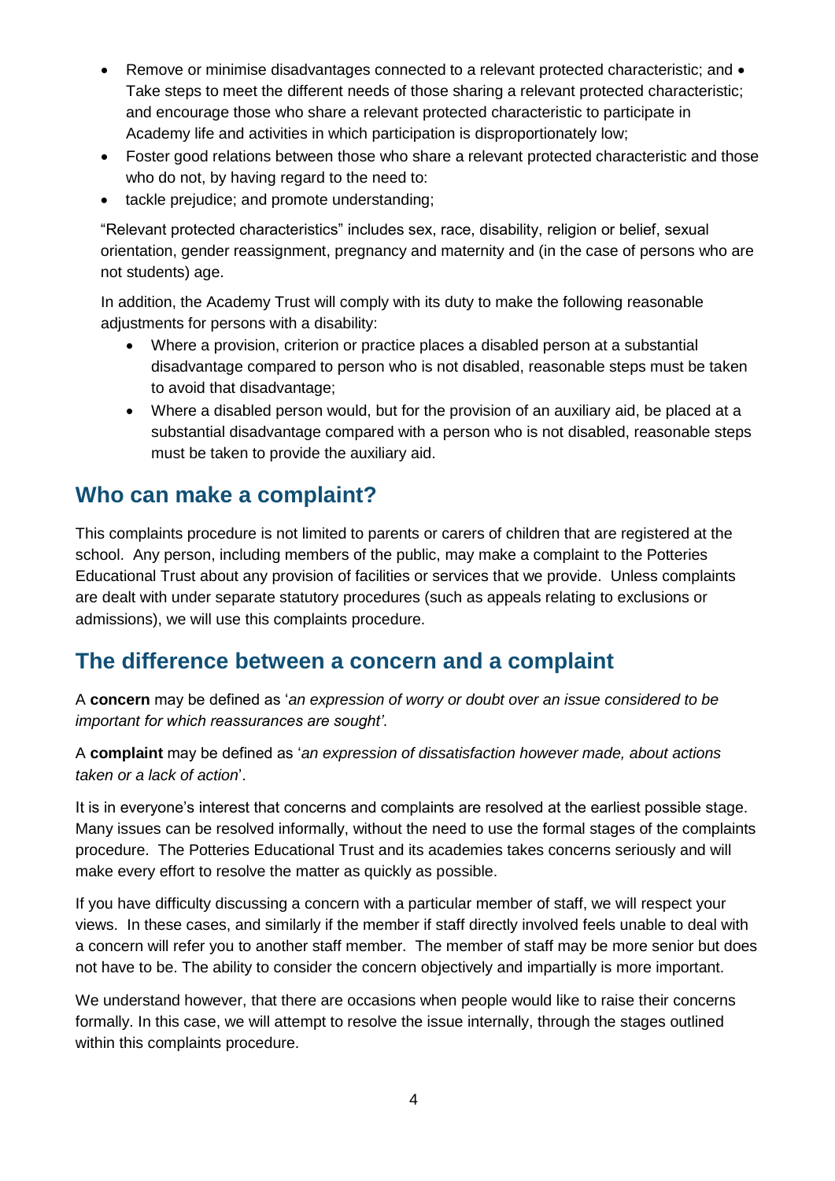- Remove or minimise disadvantages connected to a relevant protected characteristic; and • Take steps to meet the different needs of those sharing a relevant protected characteristic; and encourage those who share a relevant protected characteristic to participate in Academy life and activities in which participation is disproportionately low;
- Foster good relations between those who share a relevant protected characteristic and those who do not, by having regard to the need to:
- tackle prejudice; and promote understanding;

"Relevant protected characteristics" includes sex, race, disability, religion or belief, sexual orientation, gender reassignment, pregnancy and maternity and (in the case of persons who are not students) age.

In addition, the Academy Trust will comply with its duty to make the following reasonable adjustments for persons with a disability:

- Where a provision, criterion or practice places a disabled person at a substantial disadvantage compared to person who is not disabled, reasonable steps must be taken to avoid that disadvantage;
- Where a disabled person would, but for the provision of an auxiliary aid, be placed at a substantial disadvantage compared with a person who is not disabled, reasonable steps must be taken to provide the auxiliary aid.

## Who can make a complaint?

This complaints procedure is not limited to parents or carers of children that are registered at the school. Any person, including members of the public, may make a complaint to the Potteries Educational Trust about any provision of facilities or services that we provide. Unless complaints are dealt with under separate statutory procedures (such as appeals relating to exclusions or admissions), we will use this complaints procedure.

## The difference between a concern and a complaint

A **concern** may be defined as '*an expression of worry or doubt over an issue considered to be important for which reassurances are sought'*.

A **complaint** may be defined as '*an expression of dissatisfaction however made, about actions taken or a lack of action*'.

It is in everyone's interest that concerns and complaints are resolved at the earliest possible stage. Many issues can be resolved informally, without the need to use the formal stages of the complaints procedure. The Potteries Educational Trust and its academies takes concerns seriously and will make every effort to resolve the matter as quickly as possible.

If you have difficulty discussing a concern with a particular member of staff, we will respect your views. In these cases, and similarly if the member if staff directly involved feels unable to deal with a concern will refer you to another staff member. The member of staff may be more senior but does not have to be. The ability to consider the concern objectively and impartially is more important.

We understand however, that there are occasions when people would like to raise their concerns formally. In this case, we will attempt to resolve the issue internally, through the stages outlined within this complaints procedure.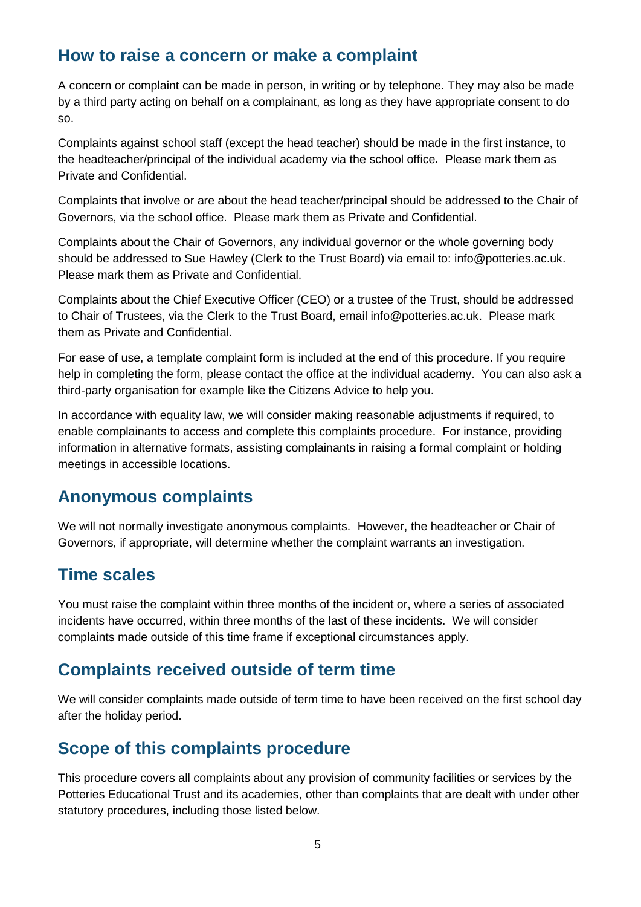## How to raise a concern or make a complaint

A concern or complaint can be made in person, in writing or by telephone. They may also be made by a third party acting on behalf on a complainant, as long as they have appropriate consent to do so.

Complaints against school staff (except the head teacher) should be made in the first instance, to the headteacher/principal of the individual academy via the school office*.* Please mark them as Private and Confidential.

Complaints that involve or are about the head teacher/principal should be addressed to the Chair of Governors, via the school office. Please mark them as Private and Confidential.

Complaints about the Chair of Governors, any individual governor or the whole governing body should be addressed to Sue Hawley (Clerk to the Trust Board) via email to: info@potteries.ac.uk. Please mark them as Private and Confidential.

Complaints about the Chief Executive Officer (CEO) or a trustee of the Trust, should be addressed to Chair of Trustees, via the Clerk to the Trust Board, email info@potteries.ac.uk. Please mark them as Private and Confidential.

For ease of use, a template complaint form is included at the end of this procedure. If you require help in completing the form, please contact the office at the individual academy. You can also ask a third-party organisation for example like the Citizens Advice to help you.

In accordance with equality law, we will consider making reasonable adjustments if required, to enable complainants to access and complete this complaints procedure. For instance, providing information in alternative formats, assisting complainants in raising a formal complaint or holding meetings in accessible locations.

## Anonymous complaints

We will not normally investigate anonymous complaints. However, the headteacher or Chair of Governors, if appropriate, will determine whether the complaint warrants an investigation.

## Time scales

You must raise the complaint within three months of the incident or, where a series of associated incidents have occurred, within three months of the last of these incidents. We will consider complaints made outside of this time frame if exceptional circumstances apply.

## Complaints received outside of term time

We will consider complaints made outside of term time to have been received on the first school day after the holiday period.

## Scope of this complaints procedure

This procedure covers all complaints about any provision of community facilities or services by the Potteries Educational Trust and its academies, other than complaints that are dealt with under other statutory procedures, including those listed below.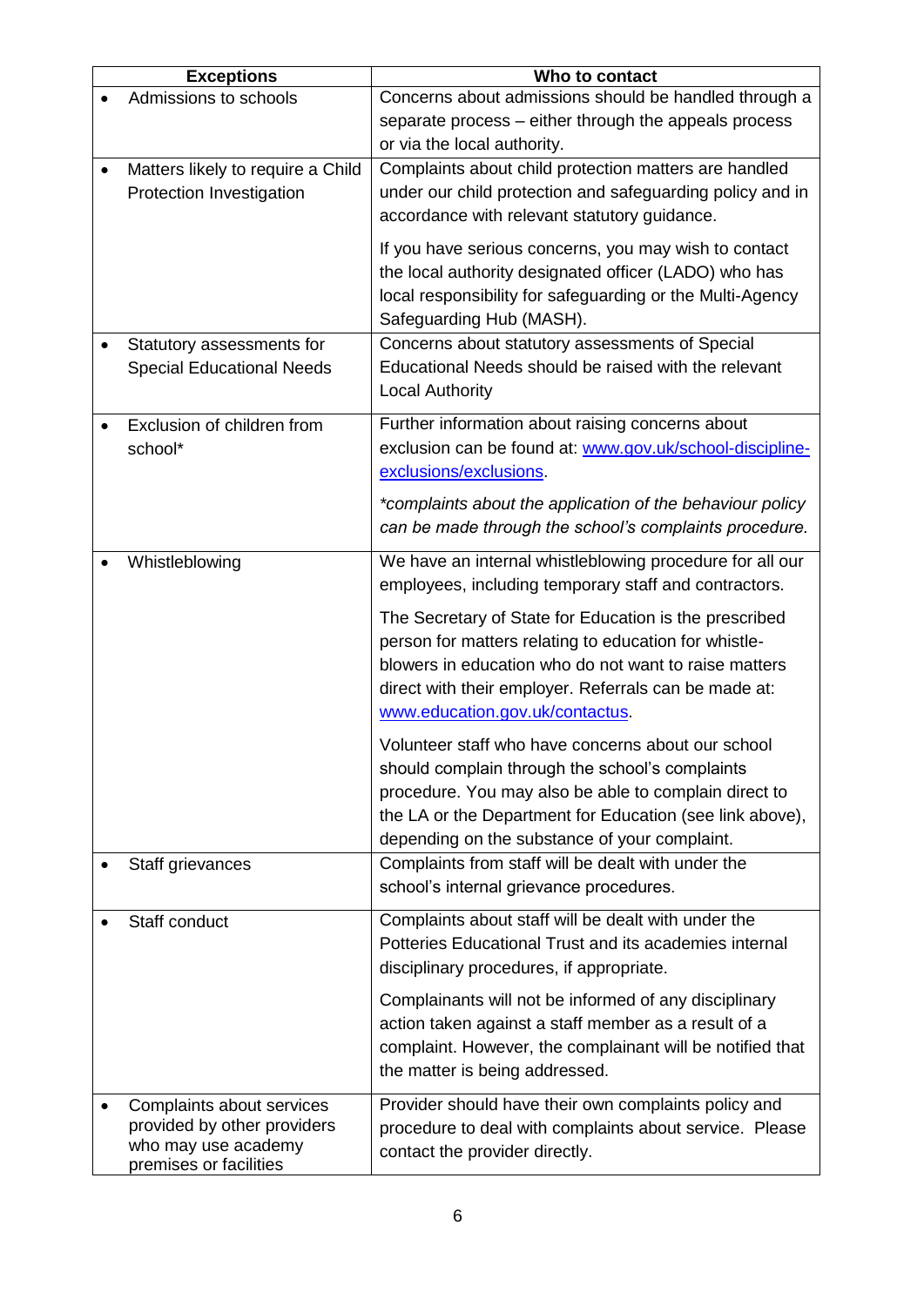| Exceptions | Who to contact |
|---|---|
| • Admissions to schools | Concerns about admissions should be handled through a separate process – either through the appeals process or via the local authority. |
| • Matters likely to require a Child Protection Investigation | Complaints about child protection matters are handled under our child protection and safeguarding policy and in accordance with relevant statutory guidance.<br><br>If you have serious concerns, you may wish to contact the local authority designated officer (LADO) who has local responsibility for safeguarding or the Multi-Agency Safeguarding Hub (MASH). |
| • Statutory assessments for Special Educational Needs | Concerns about statutory assessments of Special Educational Needs should be raised with the relevant Local Authority |
| • Exclusion of children from school* | Further information about raising concerns about exclusion can be found at: [www.gov.uk/school-discipline-exclusions/exclusions](www.gov.uk/school-discipline-exclusions/exclusions).<br><br>*\*complaints about the application of the behaviour policy can be made through the school's complaints procedure.* |
| • Whistleblowing | We have an internal whistleblowing procedure for all our employees, including temporary staff and contractors.<br><br>The Secretary of State for Education is the prescribed person for matters relating to education for whistle-blowers in education who do not want to raise matters direct with their employer. Referrals can be made at: [www.education.gov.uk/contactus](www.education.gov.uk/contactus).<br><br>Volunteer staff who have concerns about our school should complain through the school's complaints procedure. You may also be able to complain direct to the LA or the Department for Education (see link above), depending on the substance of your complaint. |
| • Staff grievances | Complaints from staff will be dealt with under the school's internal grievance procedures. |
| • Staff conduct | Complaints about staff will be dealt with under the Potteries Educational Trust and its academies internal disciplinary procedures, if appropriate.<br><br>Complainants will not be informed of any disciplinary action taken against a staff member as a result of a complaint. However, the complainant will be notified that the matter is being addressed. |
| • Complaints about services provided by other providers who may use academy premises or facilities | Provider should have their own complaints policy and procedure to deal with complaints about service. Please contact the provider directly. |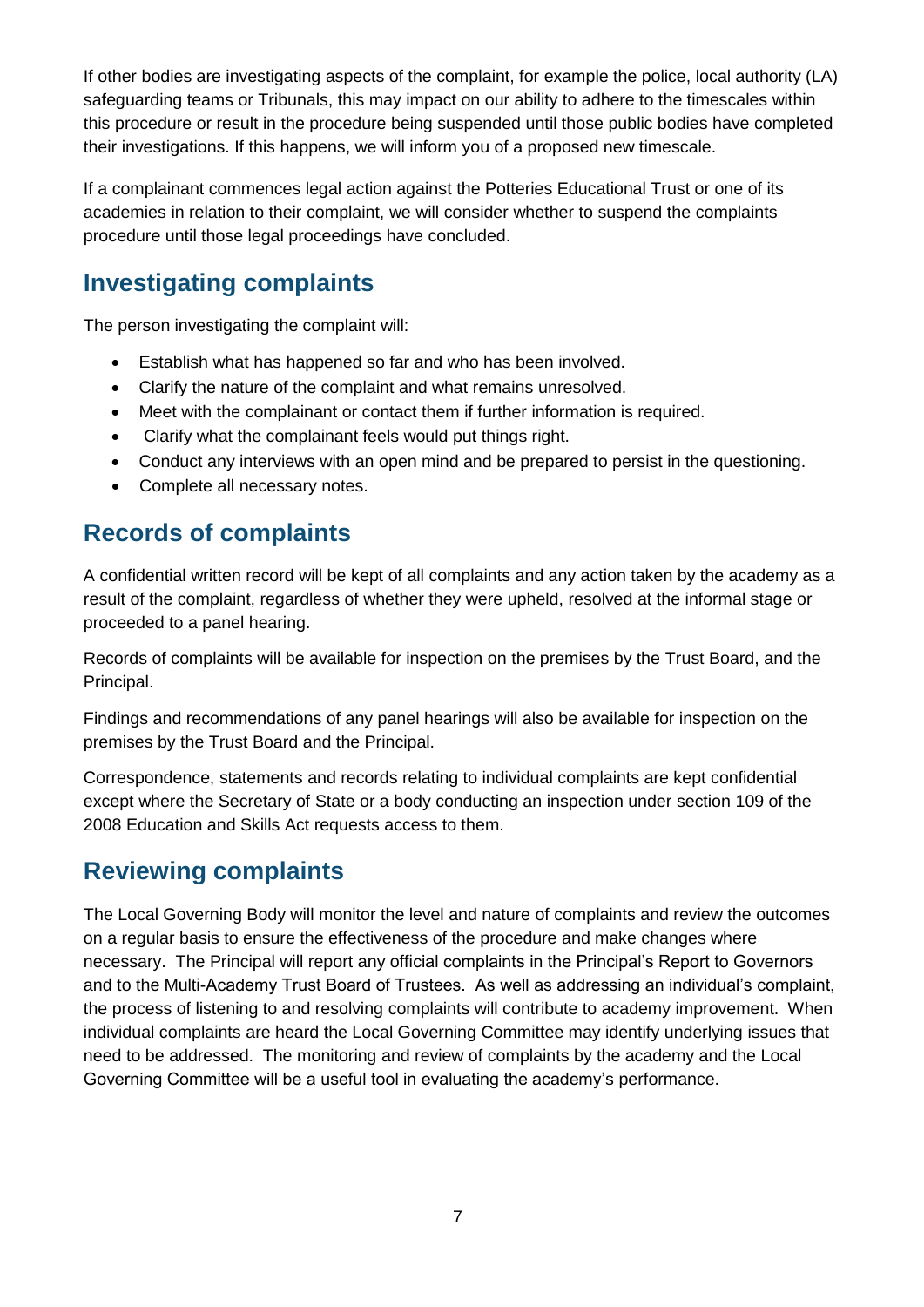If other bodies are investigating aspects of the complaint, for example the police, local authority (LA) safeguarding teams or Tribunals, this may impact on our ability to adhere to the timescales within this procedure or result in the procedure being suspended until those public bodies have completed their investigations. If this happens, we will inform you of a proposed new timescale.

If a complainant commences legal action against the Potteries Educational Trust or one of its academies in relation to their complaint, we will consider whether to suspend the complaints procedure until those legal proceedings have concluded.

## Investigating complaints

The person investigating the complaint will:

- Establish what has happened so far and who has been involved.
- Clarify the nature of the complaint and what remains unresolved.
- Meet with the complainant or contact them if further information is required.
- Clarify what the complainant feels would put things right.
- Conduct any interviews with an open mind and be prepared to persist in the questioning.
- Complete all necessary notes.

## Records of complaints

A confidential written record will be kept of all complaints and any action taken by the academy as a result of the complaint, regardless of whether they were upheld, resolved at the informal stage or proceeded to a panel hearing.

Records of complaints will be available for inspection on the premises by the Trust Board, and the Principal.

Findings and recommendations of any panel hearings will also be available for inspection on the premises by the Trust Board and the Principal.

Correspondence, statements and records relating to individual complaints are kept confidential except where the Secretary of State or a body conducting an inspection under section 109 of the 2008 Education and Skills Act requests access to them.

## Reviewing complaints

The Local Governing Body will monitor the level and nature of complaints and review the outcomes on a regular basis to ensure the effectiveness of the procedure and make changes where necessary. The Principal will report any official complaints in the Principal's Report to Governors and to the Multi-Academy Trust Board of Trustees. As well as addressing an individual's complaint, the process of listening to and resolving complaints will contribute to academy improvement. When individual complaints are heard the Local Governing Committee may identify underlying issues that need to be addressed. The monitoring and review of complaints by the academy and the Local Governing Committee will be a useful tool in evaluating the academy's performance.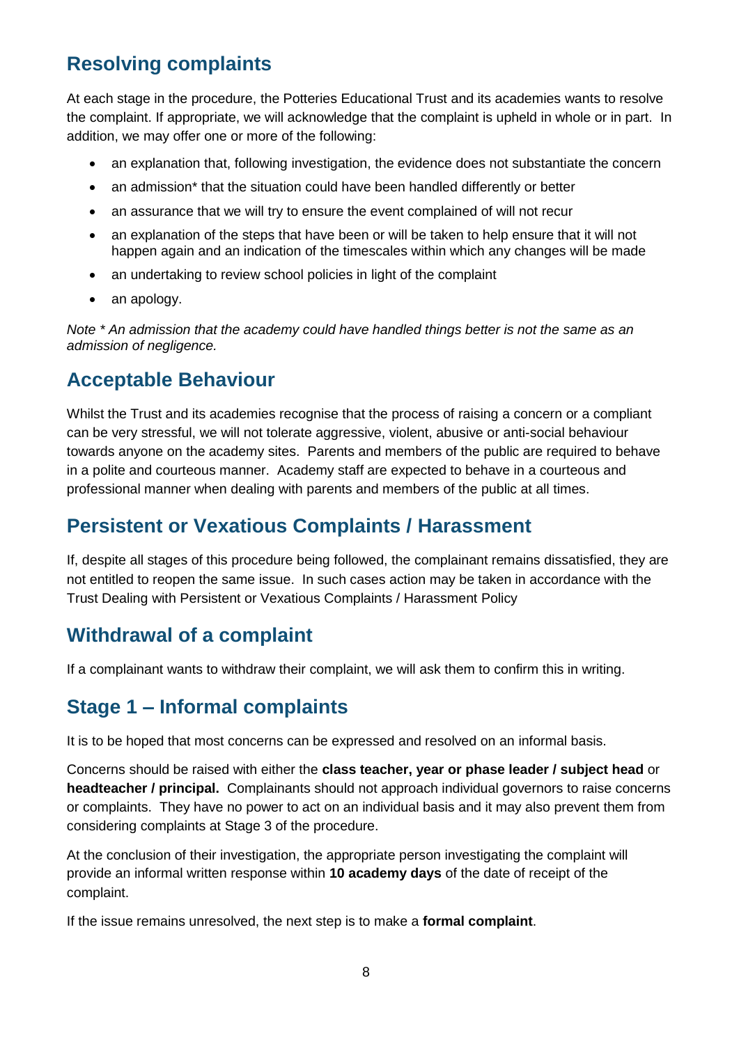## Resolving complaints

At each stage in the procedure, the Potteries Educational Trust and its academies wants to resolve the complaint. If appropriate, we will acknowledge that the complaint is upheld in whole or in part. In addition, we may offer one or more of the following:

- an explanation that, following investigation, the evidence does not substantiate the concern
- an admission* that the situation could have been handled differently or better
- an assurance that we will try to ensure the event complained of will not recur
- an explanation of the steps that have been or will be taken to help ensure that it will not happen again and an indication of the timescales within which any changes will be made
- an undertaking to review school policies in light of the complaint
- an apology.

*Note * An admission that the academy could have handled things better is not the same as an admission of negligence.*

## Acceptable Behaviour

Whilst the Trust and its academies recognise that the process of raising a concern or a compliant can be very stressful, we will not tolerate aggressive, violent, abusive or anti-social behaviour towards anyone on the academy sites. Parents and members of the public are required to behave in a polite and courteous manner. Academy staff are expected to behave in a courteous and professional manner when dealing with parents and members of the public at all times.

## Persistent or Vexatious Complaints / Harassment

If, despite all stages of this procedure being followed, the complainant remains dissatisfied, they are not entitled to reopen the same issue. In such cases action may be taken in accordance with the Trust Dealing with Persistent or Vexatious Complaints / Harassment Policy

## Withdrawal of a complaint

If a complainant wants to withdraw their complaint, we will ask them to confirm this in writing.

## Stage 1 – Informal complaints

It is to be hoped that most concerns can be expressed and resolved on an informal basis.

Concerns should be raised with either the **class teacher, year or phase leader / subject head** or **headteacher / principal.** Complainants should not approach individual governors to raise concerns or complaints. They have no power to act on an individual basis and it may also prevent them from considering complaints at Stage 3 of the procedure.

At the conclusion of their investigation, the appropriate person investigating the complaint will provide an informal written response within **10 academy days** of the date of receipt of the complaint.

If the issue remains unresolved, the next step is to make a **formal complaint**.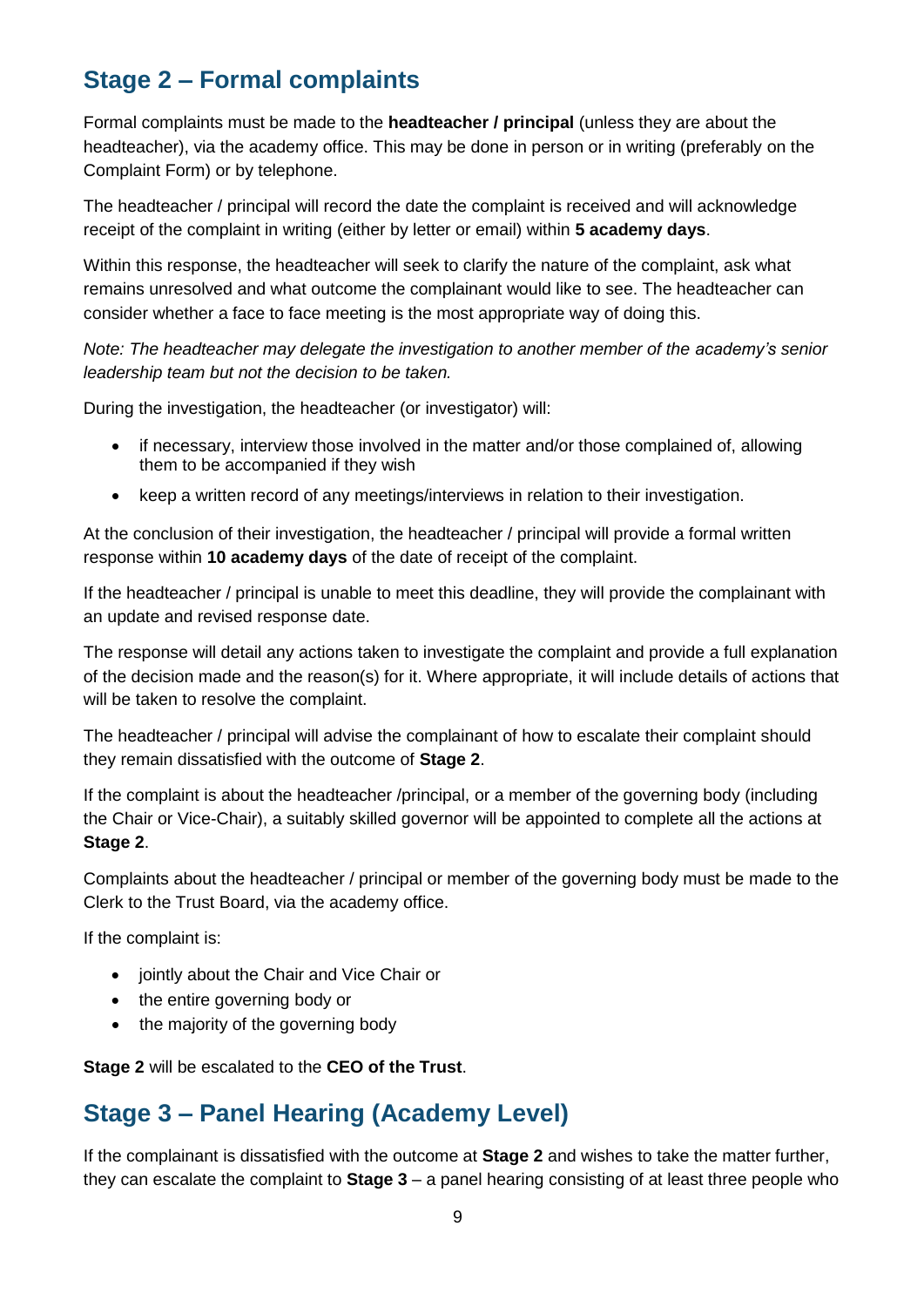## Stage 2 – Formal complaints

Formal complaints must be made to the **headteacher / principal** (unless they are about the headteacher), via the academy office. This may be done in person or in writing (preferably on the Complaint Form) or by telephone.

The headteacher / principal will record the date the complaint is received and will acknowledge receipt of the complaint in writing (either by letter or email) within **5 academy days**.

Within this response, the headteacher will seek to clarify the nature of the complaint, ask what remains unresolved and what outcome the complainant would like to see. The headteacher can consider whether a face to face meeting is the most appropriate way of doing this.

*Note: The headteacher may delegate the investigation to another member of the academy's senior leadership team but not the decision to be taken.*

During the investigation, the headteacher (or investigator) will:

- if necessary, interview those involved in the matter and/or those complained of, allowing them to be accompanied if they wish
- keep a written record of any meetings/interviews in relation to their investigation.

At the conclusion of their investigation, the headteacher / principal will provide a formal written response within **10 academy days** of the date of receipt of the complaint.

If the headteacher / principal is unable to meet this deadline, they will provide the complainant with an update and revised response date.

The response will detail any actions taken to investigate the complaint and provide a full explanation of the decision made and the reason(s) for it. Where appropriate, it will include details of actions that will be taken to resolve the complaint.

The headteacher / principal will advise the complainant of how to escalate their complaint should they remain dissatisfied with the outcome of **Stage 2**.

If the complaint is about the headteacher /principal, or a member of the governing body (including the Chair or Vice-Chair), a suitably skilled governor will be appointed to complete all the actions at **Stage 2**.

Complaints about the headteacher / principal or member of the governing body must be made to the Clerk to the Trust Board, via the academy office.

If the complaint is:

- jointly about the Chair and Vice Chair or
- the entire governing body or
- the majority of the governing body

**Stage 2** will be escalated to the **CEO of the Trust**.

## Stage 3 – Panel Hearing (Academy Level)

If the complainant is dissatisfied with the outcome at **Stage 2** and wishes to take the matter further, they can escalate the complaint to **Stage 3** – a panel hearing consisting of at least three people who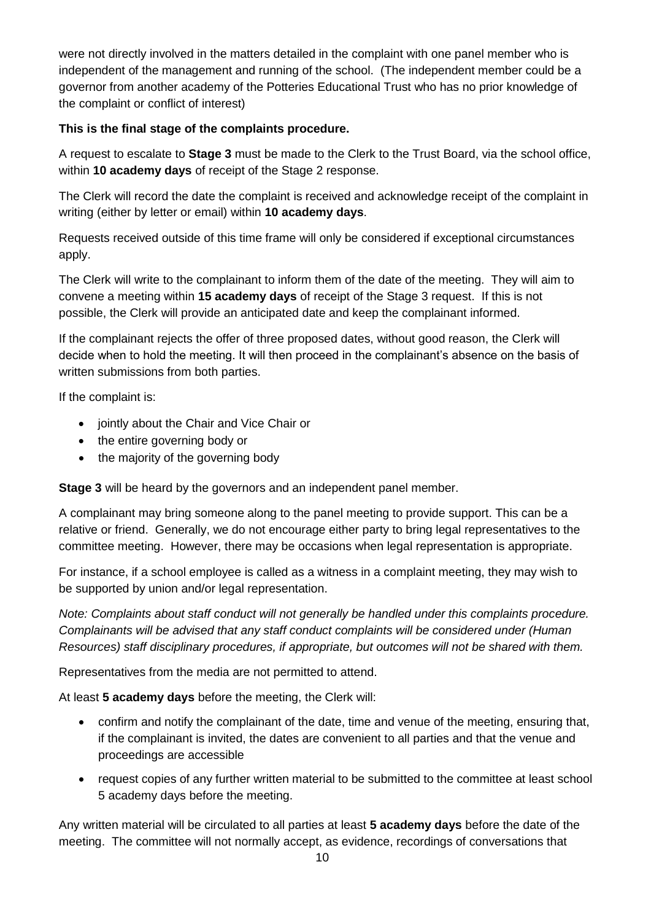were not directly involved in the matters detailed in the complaint with one panel member who is independent of the management and running of the school. (The independent member could be a governor from another academy of the Potteries Educational Trust who has no prior knowledge of the complaint or conflict of interest)

**This is the final stage of the complaints procedure.**

A request to escalate to **Stage 3** must be made to the Clerk to the Trust Board, via the school office, within **10 academy days** of receipt of the Stage 2 response.

The Clerk will record the date the complaint is received and acknowledge receipt of the complaint in writing (either by letter or email) within **10 academy days**.

Requests received outside of this time frame will only be considered if exceptional circumstances apply.

The Clerk will write to the complainant to inform them of the date of the meeting. They will aim to convene a meeting within **15 academy days** of receipt of the Stage 3 request. If this is not possible, the Clerk will provide an anticipated date and keep the complainant informed.

If the complainant rejects the offer of three proposed dates, without good reason, the Clerk will decide when to hold the meeting. It will then proceed in the complainant's absence on the basis of written submissions from both parties.

If the complaint is:

- jointly about the Chair and Vice Chair or
- the entire governing body or
- the majority of the governing body

**Stage 3** will be heard by the governors and an independent panel member.

A complainant may bring someone along to the panel meeting to provide support. This can be a relative or friend. Generally, we do not encourage either party to bring legal representatives to the committee meeting. However, there may be occasions when legal representation is appropriate.

For instance, if a school employee is called as a witness in a complaint meeting, they may wish to be supported by union and/or legal representation.

*Note: Complaints about staff conduct will not generally be handled under this complaints procedure. Complainants will be advised that any staff conduct complaints will be considered under (Human Resources) staff disciplinary procedures, if appropriate, but outcomes will not be shared with them.*

Representatives from the media are not permitted to attend.

At least **5 academy days** before the meeting, the Clerk will:

- confirm and notify the complainant of the date, time and venue of the meeting, ensuring that, if the complainant is invited, the dates are convenient to all parties and that the venue and proceedings are accessible
- request copies of any further written material to be submitted to the committee at least school 5 academy days before the meeting.

Any written material will be circulated to all parties at least **5 academy days** before the date of the meeting. The committee will not normally accept, as evidence, recordings of conversations that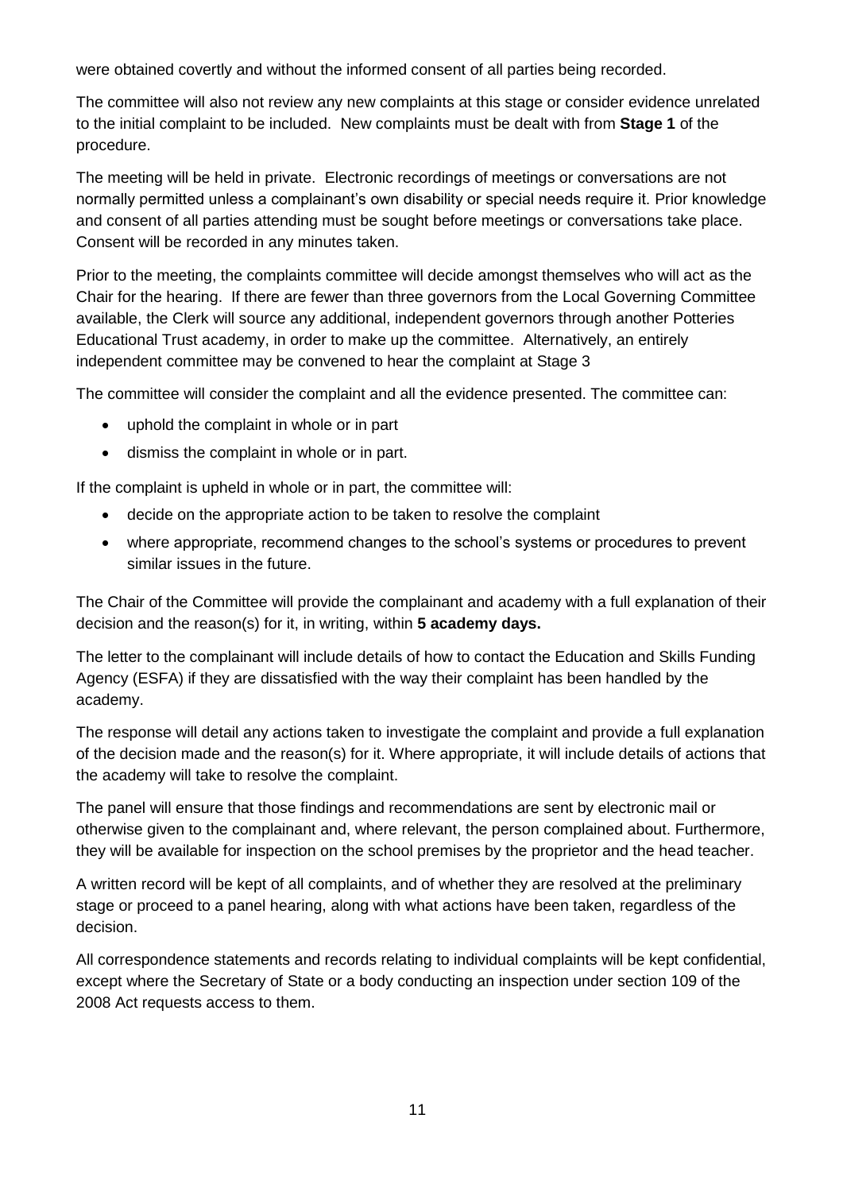were obtained covertly and without the informed consent of all parties being recorded.

The committee will also not review any new complaints at this stage or consider evidence unrelated to the initial complaint to be included. New complaints must be dealt with from **Stage 1** of the procedure.

The meeting will be held in private. Electronic recordings of meetings or conversations are not normally permitted unless a complainant's own disability or special needs require it. Prior knowledge and consent of all parties attending must be sought before meetings or conversations take place. Consent will be recorded in any minutes taken.

Prior to the meeting, the complaints committee will decide amongst themselves who will act as the Chair for the hearing. If there are fewer than three governors from the Local Governing Committee available, the Clerk will source any additional, independent governors through another Potteries Educational Trust academy, in order to make up the committee. Alternatively, an entirely independent committee may be convened to hear the complaint at Stage 3

The committee will consider the complaint and all the evidence presented. The committee can:

- uphold the complaint in whole or in part
- dismiss the complaint in whole or in part.

If the complaint is upheld in whole or in part, the committee will:

- decide on the appropriate action to be taken to resolve the complaint
- where appropriate, recommend changes to the school's systems or procedures to prevent similar issues in the future.

The Chair of the Committee will provide the complainant and academy with a full explanation of their decision and the reason(s) for it, in writing, within **5 academy days.**

The letter to the complainant will include details of how to contact the Education and Skills Funding Agency (ESFA) if they are dissatisfied with the way their complaint has been handled by the academy.

The response will detail any actions taken to investigate the complaint and provide a full explanation of the decision made and the reason(s) for it. Where appropriate, it will include details of actions that the academy will take to resolve the complaint.

The panel will ensure that those findings and recommendations are sent by electronic mail or otherwise given to the complainant and, where relevant, the person complained about. Furthermore, they will be available for inspection on the school premises by the proprietor and the head teacher.

A written record will be kept of all complaints, and of whether they are resolved at the preliminary stage or proceed to a panel hearing, along with what actions have been taken, regardless of the decision.

All correspondence statements and records relating to individual complaints will be kept confidential, except where the Secretary of State or a body conducting an inspection under section 109 of the 2008 Act requests access to them.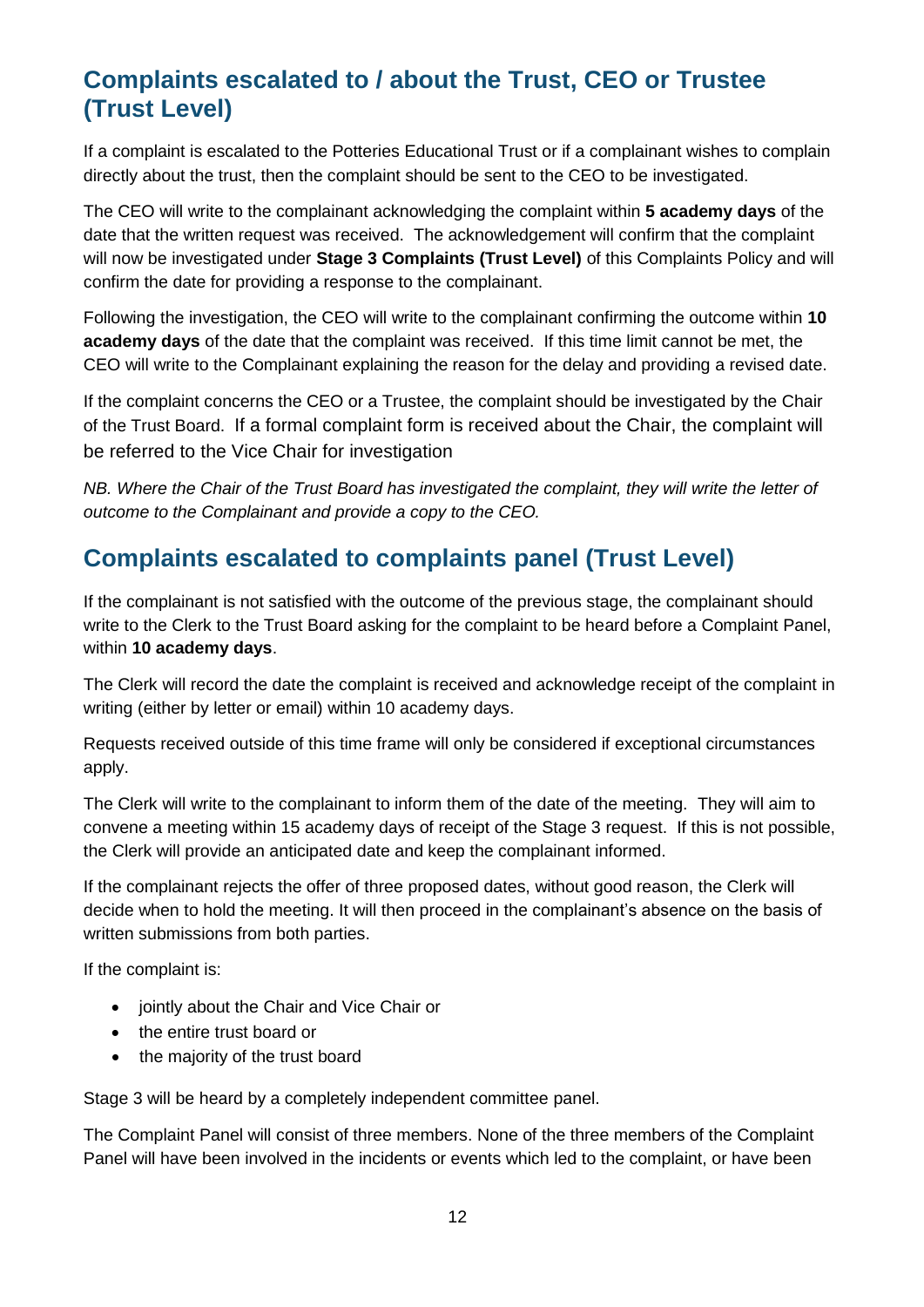## Complaints escalated to / about the Trust, CEO or Trustee (Trust Level)

If a complaint is escalated to the Potteries Educational Trust or if a complainant wishes to complain directly about the trust, then the complaint should be sent to the CEO to be investigated.

The CEO will write to the complainant acknowledging the complaint within **5 academy days** of the date that the written request was received. The acknowledgement will confirm that the complaint will now be investigated under **Stage 3 Complaints (Trust Level)** of this Complaints Policy and will confirm the date for providing a response to the complainant.

Following the investigation, the CEO will write to the complainant confirming the outcome within **10 academy days** of the date that the complaint was received. If this time limit cannot be met, the CEO will write to the Complainant explaining the reason for the delay and providing a revised date.

If the complaint concerns the CEO or a Trustee, the complaint should be investigated by the Chair of the Trust Board. If a formal complaint form is received about the Chair, the complaint will be referred to the Vice Chair for investigation

*NB. Where the Chair of the Trust Board has investigated the complaint, they will write the letter of outcome to the Complainant and provide a copy to the CEO.*

## Complaints escalated to complaints panel (Trust Level)

If the complainant is not satisfied with the outcome of the previous stage, the complainant should write to the Clerk to the Trust Board asking for the complaint to be heard before a Complaint Panel, within **10 academy days**.

The Clerk will record the date the complaint is received and acknowledge receipt of the complaint in writing (either by letter or email) within 10 academy days.

Requests received outside of this time frame will only be considered if exceptional circumstances apply.

The Clerk will write to the complainant to inform them of the date of the meeting. They will aim to convene a meeting within 15 academy days of receipt of the Stage 3 request. If this is not possible, the Clerk will provide an anticipated date and keep the complainant informed.

If the complainant rejects the offer of three proposed dates, without good reason, the Clerk will decide when to hold the meeting. It will then proceed in the complainant's absence on the basis of written submissions from both parties.

If the complaint is:

- jointly about the Chair and Vice Chair or
- the entire trust board or
- the majority of the trust board

Stage 3 will be heard by a completely independent committee panel.

The Complaint Panel will consist of three members. None of the three members of the Complaint Panel will have been involved in the incidents or events which led to the complaint, or have been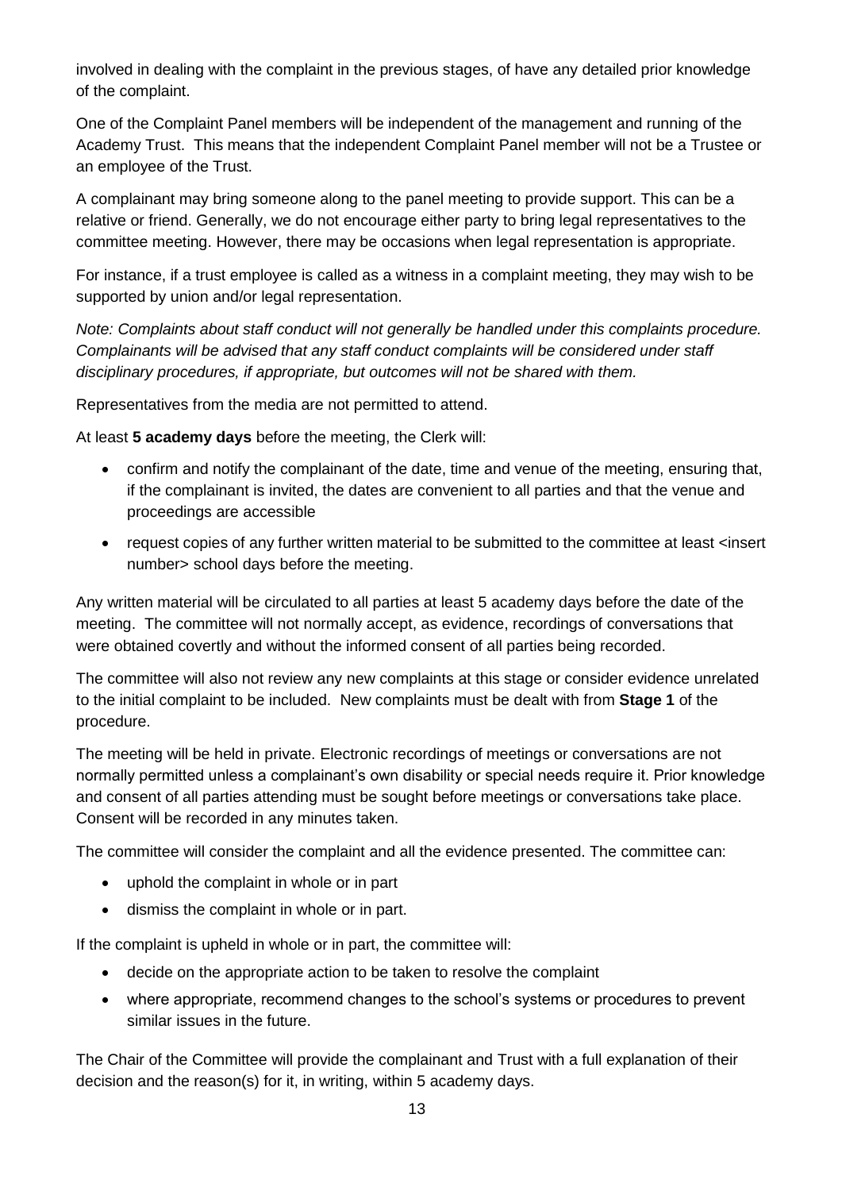involved in dealing with the complaint in the previous stages, of have any detailed prior knowledge of the complaint.

One of the Complaint Panel members will be independent of the management and running of the Academy Trust. This means that the independent Complaint Panel member will not be a Trustee or an employee of the Trust.

A complainant may bring someone along to the panel meeting to provide support. This can be a relative or friend. Generally, we do not encourage either party to bring legal representatives to the committee meeting. However, there may be occasions when legal representation is appropriate.

For instance, if a trust employee is called as a witness in a complaint meeting, they may wish to be supported by union and/or legal representation.

*Note: Complaints about staff conduct will not generally be handled under this complaints procedure. Complainants will be advised that any staff conduct complaints will be considered under staff disciplinary procedures, if appropriate, but outcomes will not be shared with them.*

Representatives from the media are not permitted to attend.

At least **5 academy days** before the meeting, the Clerk will:

- confirm and notify the complainant of the date, time and venue of the meeting, ensuring that, if the complainant is invited, the dates are convenient to all parties and that the venue and proceedings are accessible
- request copies of any further written material to be submitted to the committee at least <insert number> school days before the meeting.

Any written material will be circulated to all parties at least 5 academy days before the date of the meeting. The committee will not normally accept, as evidence, recordings of conversations that were obtained covertly and without the informed consent of all parties being recorded.

The committee will also not review any new complaints at this stage or consider evidence unrelated to the initial complaint to be included. New complaints must be dealt with from **Stage 1** of the procedure.

The meeting will be held in private. Electronic recordings of meetings or conversations are not normally permitted unless a complainant's own disability or special needs require it. Prior knowledge and consent of all parties attending must be sought before meetings or conversations take place. Consent will be recorded in any minutes taken.

The committee will consider the complaint and all the evidence presented. The committee can:

- uphold the complaint in whole or in part
- dismiss the complaint in whole or in part.

If the complaint is upheld in whole or in part, the committee will:

- decide on the appropriate action to be taken to resolve the complaint
- where appropriate, recommend changes to the school's systems or procedures to prevent similar issues in the future.

The Chair of the Committee will provide the complainant and Trust with a full explanation of their decision and the reason(s) for it, in writing, within 5 academy days.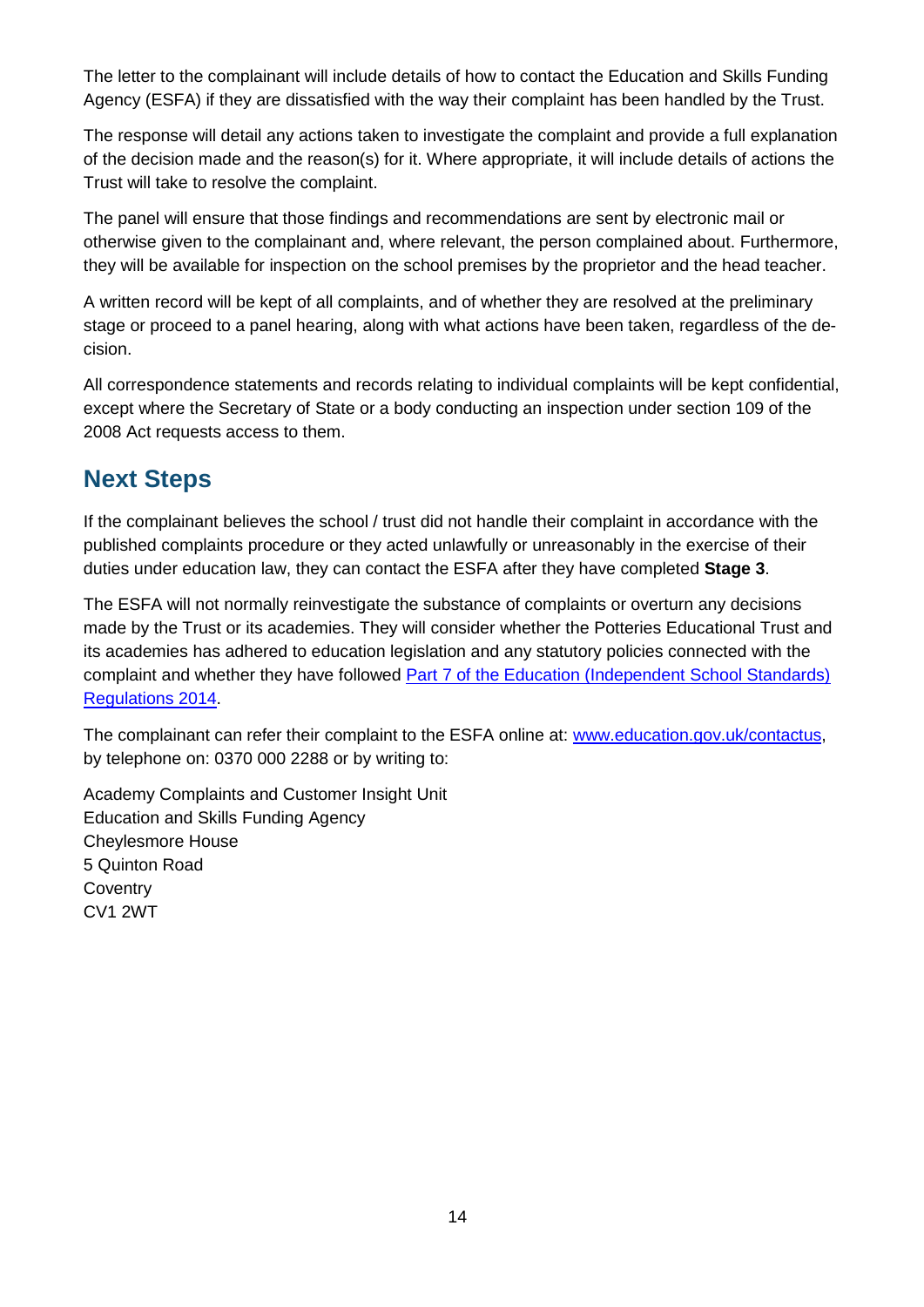The letter to the complainant will include details of how to contact the Education and Skills Funding Agency (ESFA) if they are dissatisfied with the way their complaint has been handled by the Trust.

The response will detail any actions taken to investigate the complaint and provide a full explanation of the decision made and the reason(s) for it. Where appropriate, it will include details of actions the Trust will take to resolve the complaint.

The panel will ensure that those findings and recommendations are sent by electronic mail or otherwise given to the complainant and, where relevant, the person complained about. Furthermore, they will be available for inspection on the school premises by the proprietor and the head teacher.

A written record will be kept of all complaints, and of whether they are resolved at the preliminary stage or proceed to a panel hearing, along with what actions have been taken, regardless of the decision.

All correspondence statements and records relating to individual complaints will be kept confidential, except where the Secretary of State or a body conducting an inspection under section 109 of the 2008 Act requests access to them.

## Next Steps

If the complainant believes the school / trust did not handle their complaint in accordance with the published complaints procedure or they acted unlawfully or unreasonably in the exercise of their duties under education law, they can contact the ESFA after they have completed **Stage 3**.

The ESFA will not normally reinvestigate the substance of complaints or overturn any decisions made by the Trust or its academies. They will consider whether the Potteries Educational Trust and its academies has adhered to education legislation and any statutory policies connected with the complaint and whether they have followed [Part 7 of the Education (Independent School Standards) Regulations 2014](#).

The complainant can refer their complaint to the ESFA online at: [www.education.gov.uk/contactus](www.education.gov.uk/contactus), by telephone on: 0370 000 2288 or by writing to:

Academy Complaints and Customer Insight Unit
Education and Skills Funding Agency
Cheylesmore House
5 Quinton Road
Coventry
CV1 2WT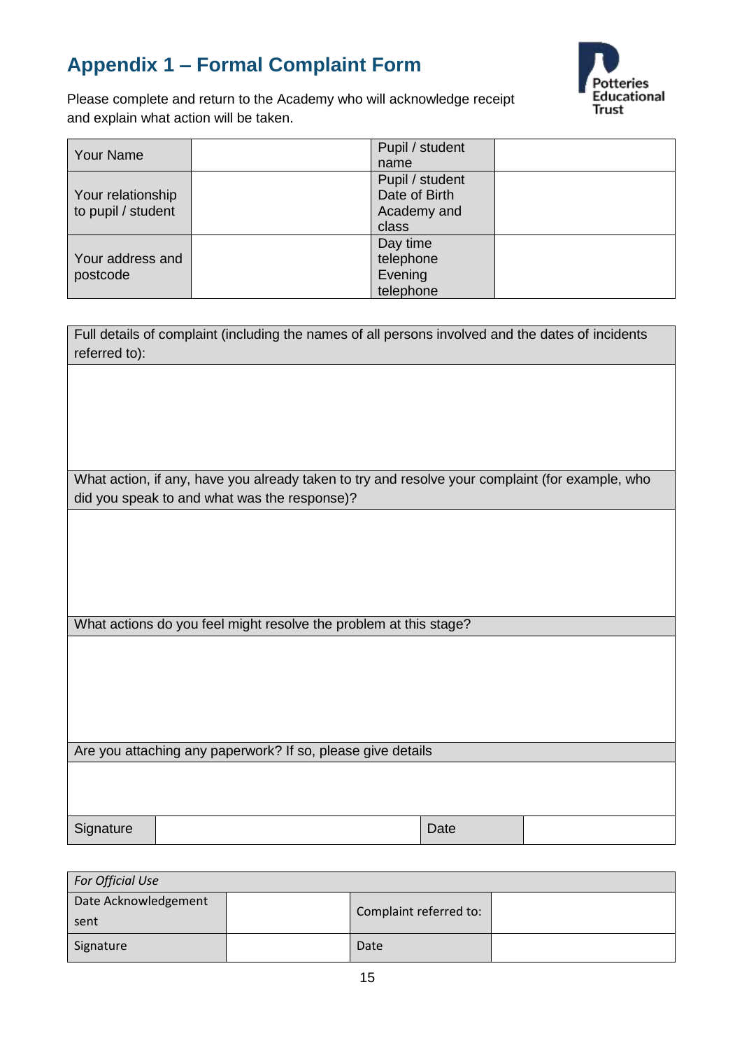## Appendix 1 – Formal Complaint Form

Please complete and return to the Academy who will acknowledge receipt and explain what action will be taken.

| Your Name | | Pupil / student name | |
|---|---|---|---|
| Your relationship to pupil / student | | Pupil / student Date of Birth Academy and class | |
| Your address and postcode | | Day time telephone Evening telephone | |

| Full details of complaint (including the names of all persons involved and the dates of incidents referred to): |
|---|
| |
| What action, if any, have you already taken to try and resolve your complaint (for example, who did you speak to and what was the response)? |
| |
| What actions do you feel might resolve the problem at this stage? |
| |
| Are you attaching any paperwork? If so, please give details |
| |

| Signature | | Date | |
|---|---|---|---|

| *For Official Use* | | | |
|---|---|---|---|
| Date Acknowledgement sent | | Complaint referred to: | |
| Signature | | Date | |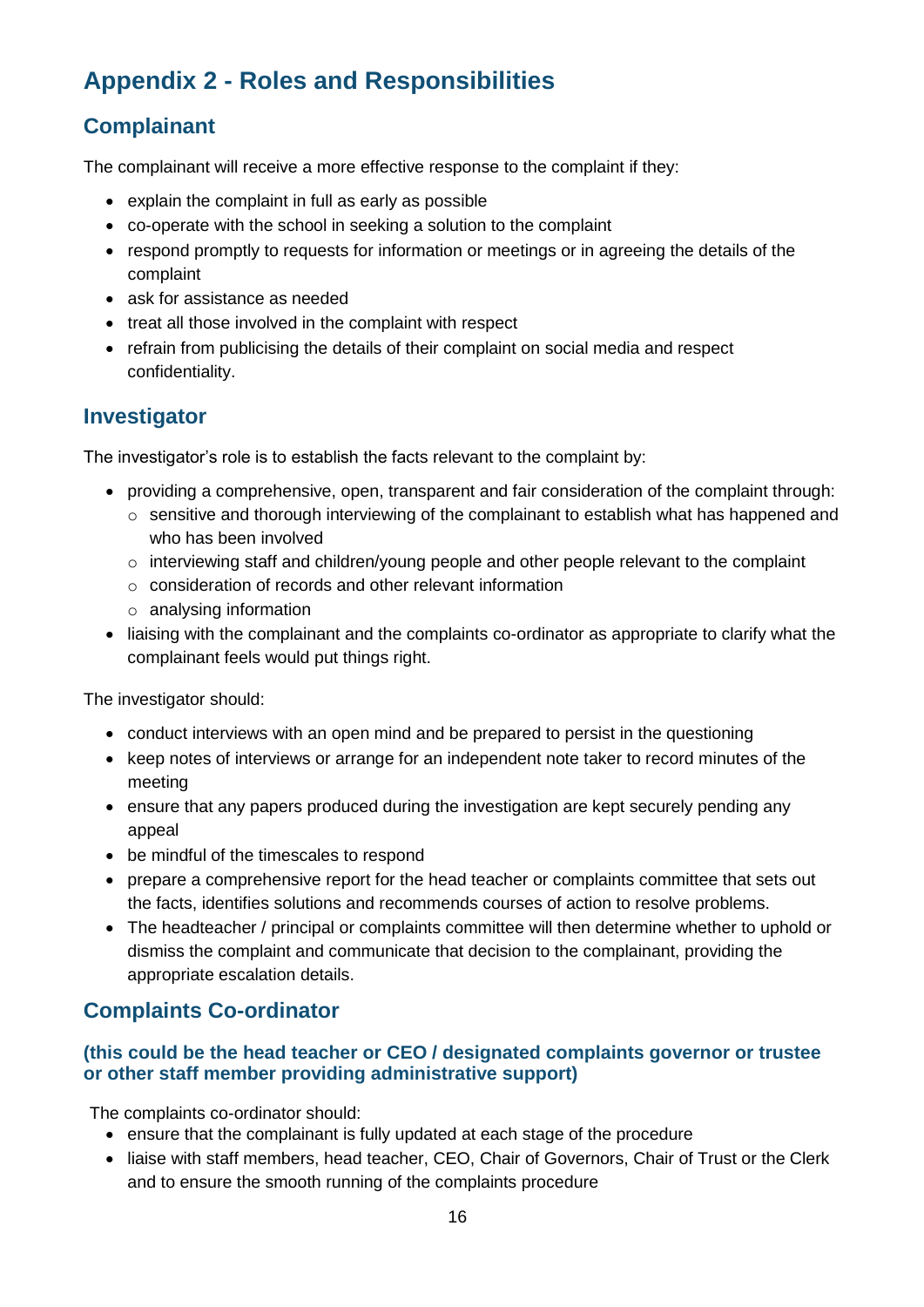# Appendix 2 - Roles and Responsibilities

## Complainant

The complainant will receive a more effective response to the complaint if they:

- explain the complaint in full as early as possible
- co-operate with the school in seeking a solution to the complaint
- respond promptly to requests for information or meetings or in agreeing the details of the complaint
- ask for assistance as needed
- treat all those involved in the complaint with respect
- refrain from publicising the details of their complaint on social media and respect confidentiality.

## Investigator

The investigator's role is to establish the facts relevant to the complaint by:

- providing a comprehensive, open, transparent and fair consideration of the complaint through:
  - sensitive and thorough interviewing of the complainant to establish what has happened and who has been involved
  - interviewing staff and children/young people and other people relevant to the complaint
  - consideration of records and other relevant information
  - analysing information
- liaising with the complainant and the complaints co-ordinator as appropriate to clarify what the complainant feels would put things right.

The investigator should:

- conduct interviews with an open mind and be prepared to persist in the questioning
- keep notes of interviews or arrange for an independent note taker to record minutes of the meeting
- ensure that any papers produced during the investigation are kept securely pending any appeal
- be mindful of the timescales to respond
- prepare a comprehensive report for the head teacher or complaints committee that sets out the facts, identifies solutions and recommends courses of action to resolve problems.
- The headteacher / principal or complaints committee will then determine whether to uphold or dismiss the complaint and communicate that decision to the complainant, providing the appropriate escalation details.

## Complaints Co-ordinator

### (this could be the head teacher or CEO / designated complaints governor or trustee or other staff member providing administrative support)

The complaints co-ordinator should:

- ensure that the complainant is fully updated at each stage of the procedure
- liaise with staff members, head teacher, CEO, Chair of Governors, Chair of Trust or the Clerk and to ensure the smooth running of the complaints procedure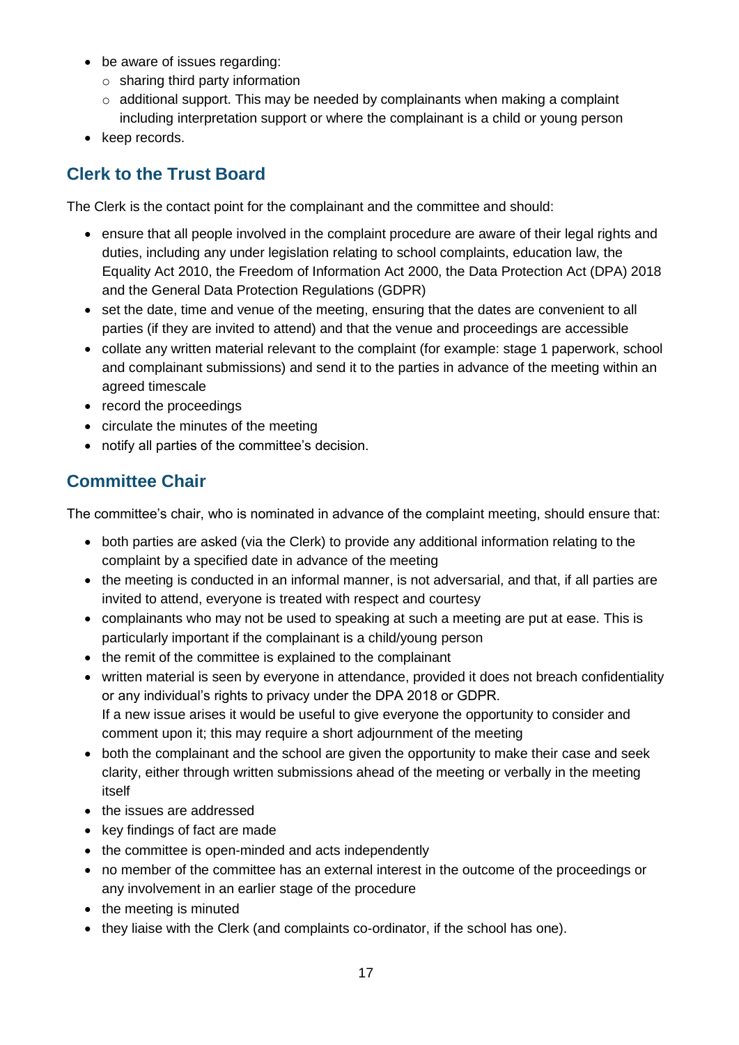- be aware of issues regarding:
  - sharing third party information
  - additional support. This may be needed by complainants when making a complaint including interpretation support or where the complainant is a child or young person
- keep records.

## Clerk to the Trust Board

The Clerk is the contact point for the complainant and the committee and should:

- ensure that all people involved in the complaint procedure are aware of their legal rights and duties, including any under legislation relating to school complaints, education law, the Equality Act 2010, the Freedom of Information Act 2000, the Data Protection Act (DPA) 2018 and the General Data Protection Regulations (GDPR)
- set the date, time and venue of the meeting, ensuring that the dates are convenient to all parties (if they are invited to attend) and that the venue and proceedings are accessible
- collate any written material relevant to the complaint (for example: stage 1 paperwork, school and complainant submissions) and send it to the parties in advance of the meeting within an agreed timescale
- record the proceedings
- circulate the minutes of the meeting
- notify all parties of the committee's decision.

## Committee Chair

The committee's chair, who is nominated in advance of the complaint meeting, should ensure that:

- both parties are asked (via the Clerk) to provide any additional information relating to the complaint by a specified date in advance of the meeting
- the meeting is conducted in an informal manner, is not adversarial, and that, if all parties are invited to attend, everyone is treated with respect and courtesy
- complainants who may not be used to speaking at such a meeting are put at ease. This is particularly important if the complainant is a child/young person
- the remit of the committee is explained to the complainant
- written material is seen by everyone in attendance, provided it does not breach confidentiality or any individual's rights to privacy under the DPA 2018 or GDPR.  
  If a new issue arises it would be useful to give everyone the opportunity to consider and comment upon it; this may require a short adjournment of the meeting
- both the complainant and the school are given the opportunity to make their case and seek clarity, either through written submissions ahead of the meeting or verbally in the meeting itself
- the issues are addressed
- key findings of fact are made
- the committee is open-minded and acts independently
- no member of the committee has an external interest in the outcome of the proceedings or any involvement in an earlier stage of the procedure
- the meeting is minuted
- they liaise with the Clerk (and complaints co-ordinator, if the school has one).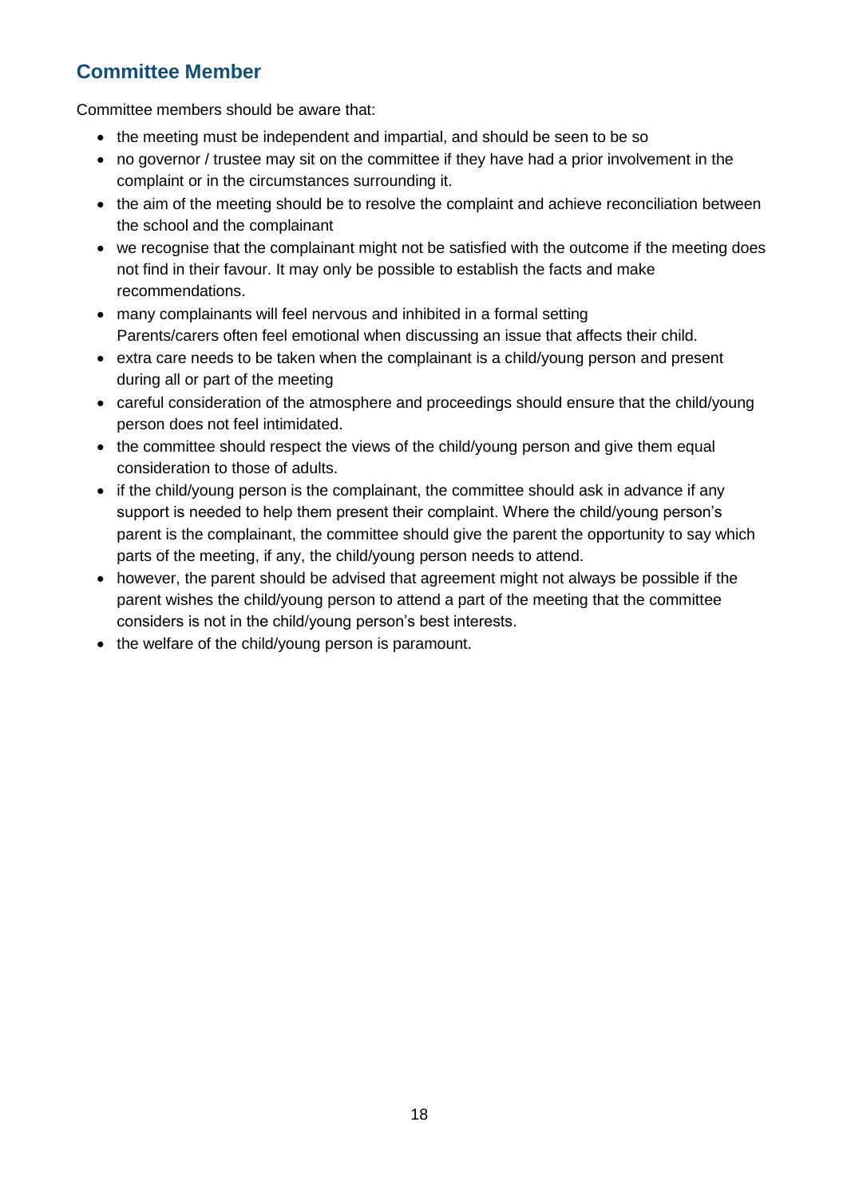## Committee Member

Committee members should be aware that:

- the meeting must be independent and impartial, and should be seen to be so
- no governor / trustee may sit on the committee if they have had a prior involvement in the complaint or in the circumstances surrounding it.
- the aim of the meeting should be to resolve the complaint and achieve reconciliation between the school and the complainant
- we recognise that the complainant might not be satisfied with the outcome if the meeting does not find in their favour. It may only be possible to establish the facts and make recommendations.
- many complainants will feel nervous and inhibited in a formal setting  
  Parents/carers often feel emotional when discussing an issue that affects their child.
- extra care needs to be taken when the complainant is a child/young person and present during all or part of the meeting
- careful consideration of the atmosphere and proceedings should ensure that the child/young person does not feel intimidated.
- the committee should respect the views of the child/young person and give them equal consideration to those of adults.
- if the child/young person is the complainant, the committee should ask in advance if any support is needed to help them present their complaint. Where the child/young person's parent is the complainant, the committee should give the parent the opportunity to say which parts of the meeting, if any, the child/young person needs to attend.
- however, the parent should be advised that agreement might not always be possible if the parent wishes the child/young person to attend a part of the meeting that the committee considers is not in the child/young person's best interests.
- the welfare of the child/young person is paramount.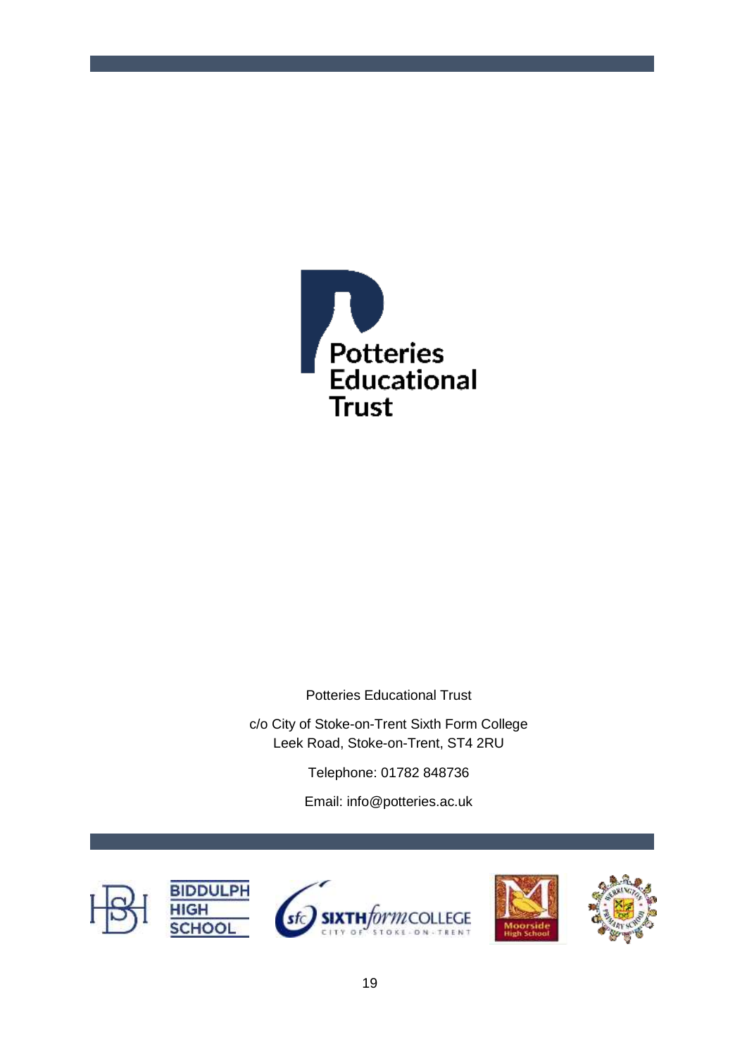Potteries Educational Trust

Potteries Educational Trust

c/o City of Stoke-on-Trent Sixth Form College
Leek Road, Stoke-on-Trent, ST4 2RU

Telephone: 01782 848736

Email: info@potteries.ac.uk